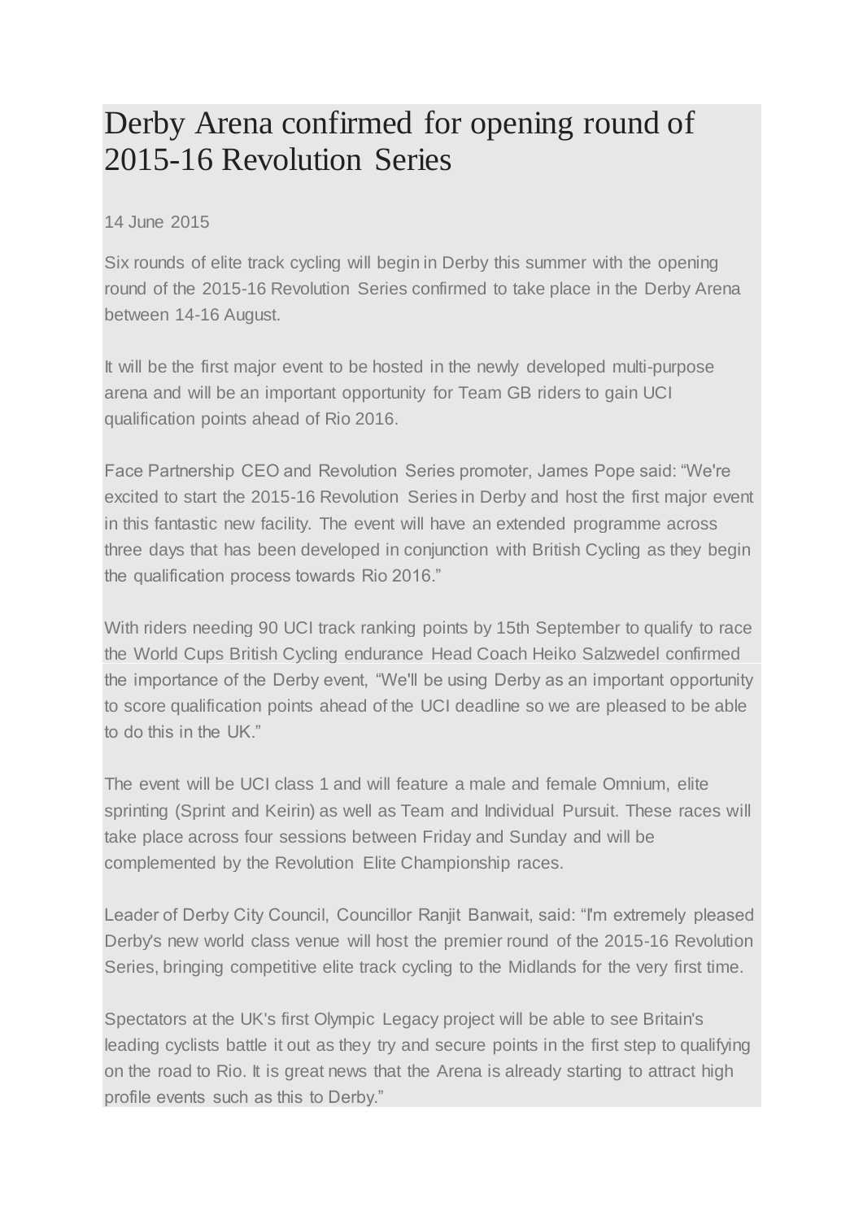# Derby Arena confirmed for opening round of 2015-16 Revolution Series

14 June 2015

Six rounds of elite track cycling will begin in Derby this summer with the opening round of the 2015-16 Revolution Series confirmed to take place in the Derby Arena between 14-16 August.

It will be the first major event to be hosted in the newly developed multi-purpose arena and will be an important opportunity for Team GB riders to gain UCI qualification points ahead of Rio 2016.

Face Partnership CEO and Revolution Series promoter, James Pope said: "We're excited to start the 2015-16 Revolution Series in Derby and host the first major event in this fantastic new facility. The event will have an extended programme across three days that has been developed in conjunction with British Cycling as they begin the qualification process towards Rio 2016."

With riders needing 90 UCI track ranking points by 15th September to qualify to race the World Cups British Cycling endurance Head Coach Heiko Salzwedel confirmed the importance of the Derby event, "We'll be using Derby as an important opportunity to score qualification points ahead of the UCI deadline so we are pleased to be able to do this in the UK."

The event will be UCI class 1 and will feature a male and female Omnium, elite sprinting (Sprint and Keirin) as well as Team and Individual Pursuit. These races will take place across four sessions between Friday and Sunday and will be complemented by the Revolution Elite Championship races.

Leader of Derby City Council, Councillor Ranjit Banwait, said: "I'm extremely pleased Derby's new world class venue will host the premier round of the 2015-16 Revolution Series, bringing competitive elite track cycling to the Midlands for the very first time.

Spectators at the UK's first Olympic Legacy project will be able to see Britain's leading cyclists battle it out as they try and secure points in the first step to qualifying on the road to Rio. It is great news that the Arena is already starting to attract high profile events such as this to Derby."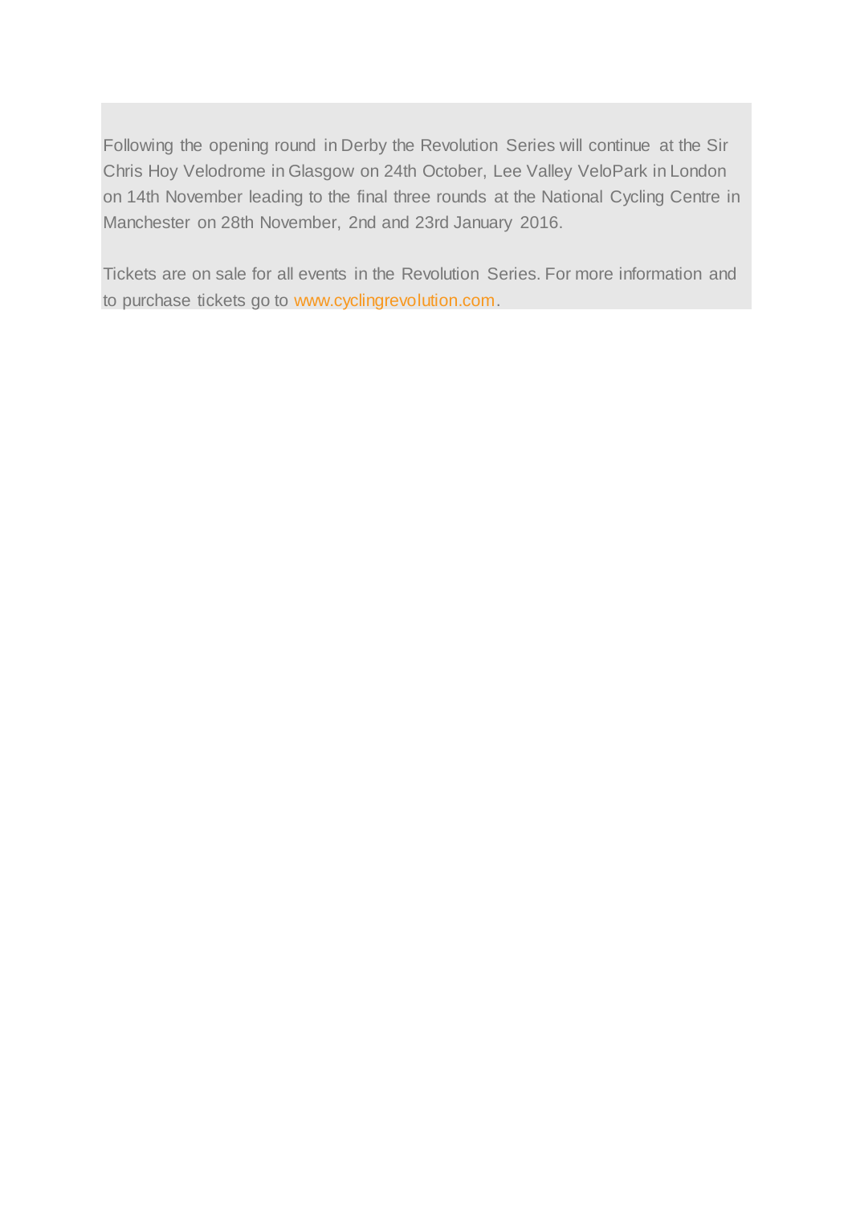Following the opening round in Derby the Revolution Series will continue at the Sir Chris Hoy Velodrome in Glasgow on 24th October, Lee Valley VeloPark in London on 14th November leading to the final three rounds at the National Cycling Centre in Manchester on 28th November, 2nd and 23rd January 2016.

Tickets are on sale for all events in the Revolution Series. For more information and to purchase tickets go to www.cyclingrevolution.com.